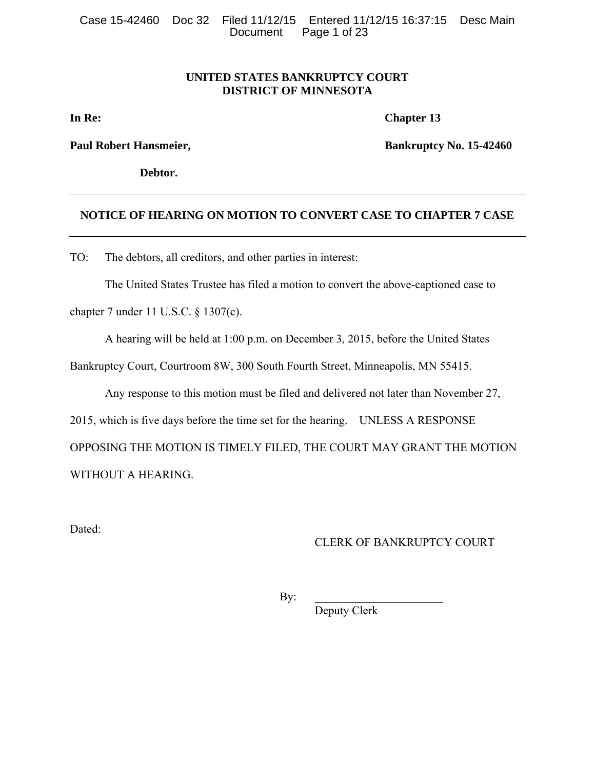**UNITED STATES BANKRUPTCY COURT**
**DISTRICT OF MINNESOTA**

**In Re:** **Chapter 13**

**Paul Robert Hansmeier,** **Bankruptcy No. 15-42460**

**Debtor.**

---

## NOTICE OF HEARING ON MOTION TO CONVERT CASE TO CHAPTER 7 CASE

---

TO: The debtors, all creditors, and other parties in interest:

The United States Trustee has filed a motion to convert the above-captioned case to chapter 7 under 11 U.S.C. § 1307(c).

A hearing will be held at 1:00 p.m. on December 3, 2015, before the United States Bankruptcy Court, Courtroom 8W, 300 South Fourth Street, Minneapolis, MN 55415.

Any response to this motion must be filed and delivered not later than November 27, 2015, which is five days before the time set for the hearing. UNLESS A RESPONSE OPPOSING THE MOTION IS TIMELY FILED, THE COURT MAY GRANT THE MOTION WITHOUT A HEARING.

Dated:

CLERK OF BANKRUPTCY COURT

By: ______________________
Deputy Clerk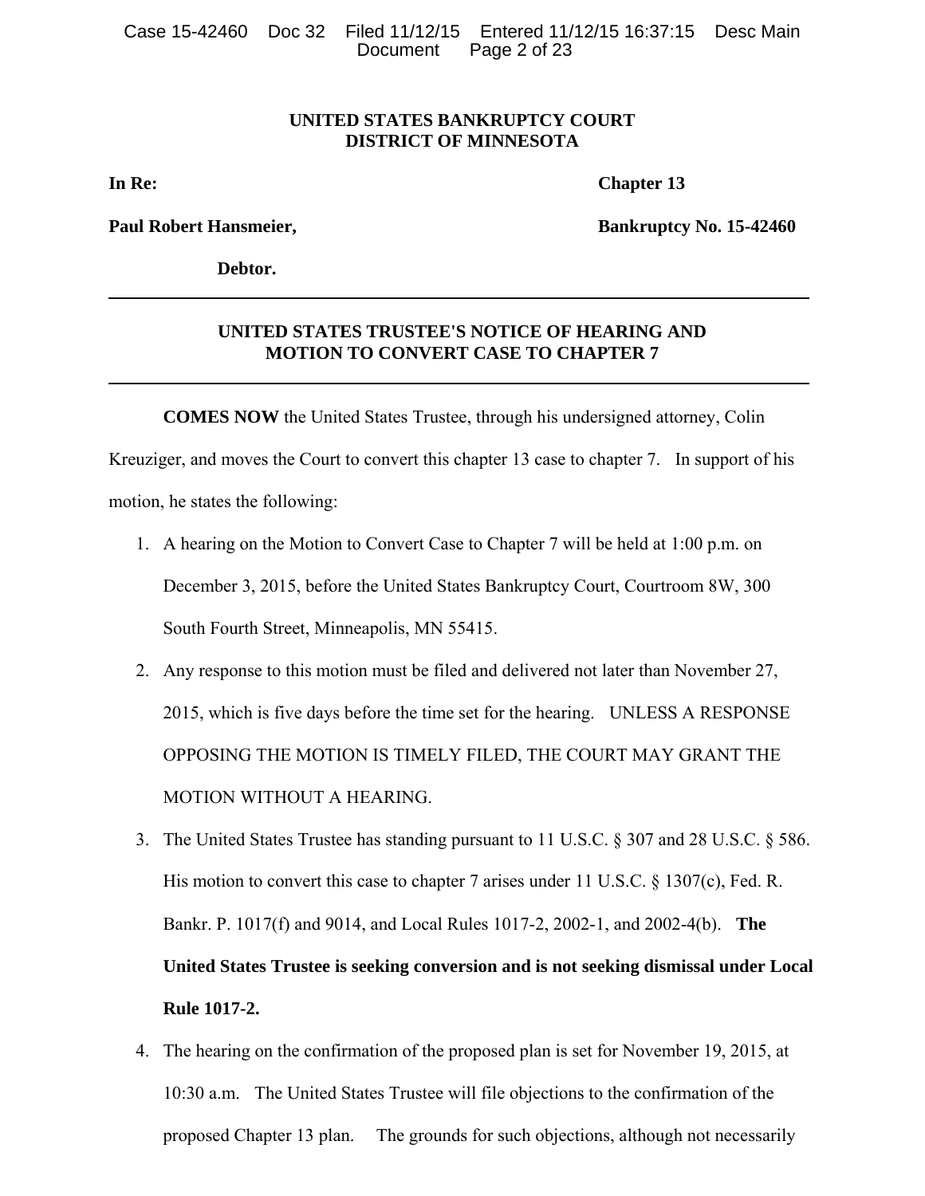**UNITED STATES BANKRUPTCY COURT**
**DISTRICT OF MINNESOTA**

**In Re:** **Chapter 13**

**Paul Robert Hansmeier,** **Bankruptcy No. 15-42460**

**Debtor.**

---

**UNITED STATES TRUSTEE'S NOTICE OF HEARING AND MOTION TO CONVERT CASE TO CHAPTER 7**

---

**COMES NOW** the United States Trustee, through his undersigned attorney, Colin Kreuziger, and moves the Court to convert this chapter 13 case to chapter 7. In support of his motion, he states the following:

1. A hearing on the Motion to Convert Case to Chapter 7 will be held at 1:00 p.m. on December 3, 2015, before the United States Bankruptcy Court, Courtroom 8W, 300 South Fourth Street, Minneapolis, MN 55415.
2. Any response to this motion must be filed and delivered not later than November 27, 2015, which is five days before the time set for the hearing. UNLESS A RESPONSE OPPOSING THE MOTION IS TIMELY FILED, THE COURT MAY GRANT THE MOTION WITHOUT A HEARING.
3. The United States Trustee has standing pursuant to 11 U.S.C. § 307 and 28 U.S.C. § 586. His motion to convert this case to chapter 7 arises under 11 U.S.C. § 1307(c), Fed. R. Bankr. P. 1017(f) and 9014, and Local Rules 1017-2, 2002-1, and 2002-4(b). **The United States Trustee is seeking conversion and is not seeking dismissal under Local Rule 1017-2.**
4. The hearing on the confirmation of the proposed plan is set for November 19, 2015, at 10:30 a.m. The United States Trustee will file objections to the confirmation of the proposed Chapter 13 plan. The grounds for such objections, although not necessarily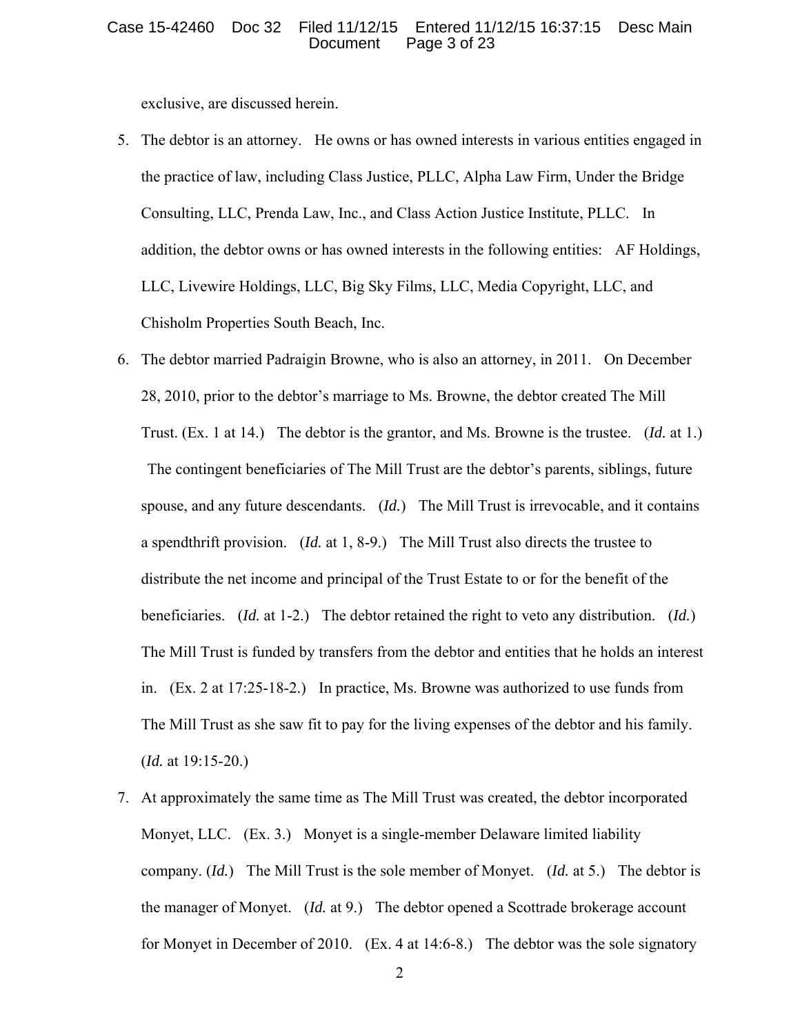exclusive, are discussed herein.

5. The debtor is an attorney. He owns or has owned interests in various entities engaged in the practice of law, including Class Justice, PLLC, Alpha Law Firm, Under the Bridge Consulting, LLC, Prenda Law, Inc., and Class Action Justice Institute, PLLC. In addition, the debtor owns or has owned interests in the following entities: AF Holdings, LLC, Livewire Holdings, LLC, Big Sky Films, LLC, Media Copyright, LLC, and Chisholm Properties South Beach, Inc.

6. The debtor married Padraigin Browne, who is also an attorney, in 2011. On December 28, 2010, prior to the debtor's marriage to Ms. Browne, the debtor created The Mill Trust. (Ex. 1 at 14.) The debtor is the grantor, and Ms. Browne is the trustee. (*Id.* at 1.) The contingent beneficiaries of The Mill Trust are the debtor's parents, siblings, future spouse, and any future descendants. (*Id.*) The Mill Trust is irrevocable, and it contains a spendthrift provision. (*Id.* at 1, 8-9.) The Mill Trust also directs the trustee to distribute the net income and principal of the Trust Estate to or for the benefit of the beneficiaries. (*Id.* at 1-2.) The debtor retained the right to veto any distribution. (*Id.*) The Mill Trust is funded by transfers from the debtor and entities that he holds an interest in. (Ex. 2 at 17:25-18-2.) In practice, Ms. Browne was authorized to use funds from The Mill Trust as she saw fit to pay for the living expenses of the debtor and his family. (*Id.* at 19:15-20.)

7. At approximately the same time as The Mill Trust was created, the debtor incorporated Monyet, LLC. (Ex. 3.) Monyet is a single-member Delaware limited liability company. (*Id.*) The Mill Trust is the sole member of Monyet. (*Id.* at 5.) The debtor is the manager of Monyet. (*Id.* at 9.) The debtor opened a Scottrade brokerage account for Monyet in December of 2010. (Ex. 4 at 14:6-8.) The debtor was the sole signatory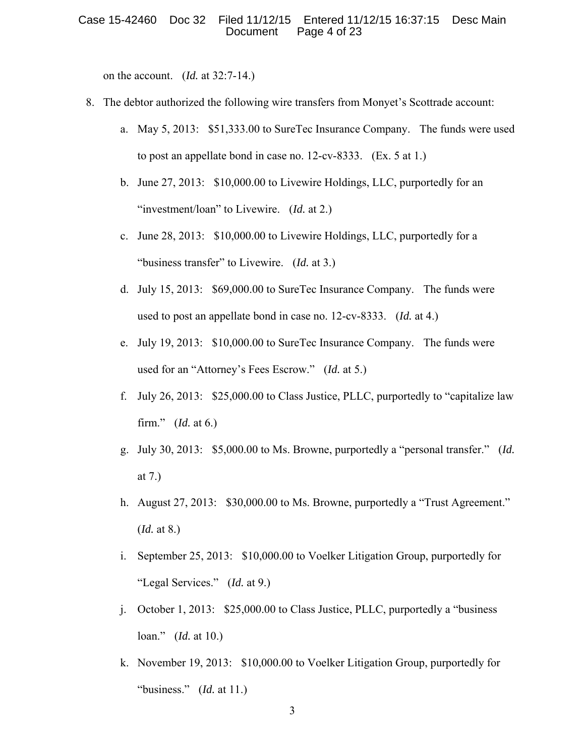on the account. (*Id.* at 32:7-14.)

8. The debtor authorized the following wire transfers from Monyet's Scottrade account:

   a. May 5, 2013: $51,333.00 to SureTec Insurance Company. The funds were used to post an appellate bond in case no. 12-cv-8333. (Ex. 5 at 1.)

   b. June 27, 2013: $10,000.00 to Livewire Holdings, LLC, purportedly for an "investment/loan" to Livewire. (*Id.* at 2.)

   c. June 28, 2013: $10,000.00 to Livewire Holdings, LLC, purportedly for a "business transfer" to Livewire. (*Id.* at 3.)

   d. July 15, 2013: $69,000.00 to SureTec Insurance Company. The funds were used to post an appellate bond in case no. 12-cv-8333. (*Id.* at 4.)

   e. July 19, 2013: $10,000.00 to SureTec Insurance Company. The funds were used for an "Attorney's Fees Escrow." (*Id.* at 5.)

   f. July 26, 2013: $25,000.00 to Class Justice, PLLC, purportedly to "capitalize law firm." (*Id.* at 6.)

   g. July 30, 2013: $5,000.00 to Ms. Browne, purportedly a "personal transfer." (*Id.* at 7.)

   h. August 27, 2013: $30,000.00 to Ms. Browne, purportedly a "Trust Agreement." (*Id.* at 8.)

   i. September 25, 2013: $10,000.00 to Voelker Litigation Group, purportedly for "Legal Services." (*Id.* at 9.)

   j. October 1, 2013: $25,000.00 to Class Justice, PLLC, purportedly a "business loan." (*Id.* at 10.)

   k. November 19, 2013: $10,000.00 to Voelker Litigation Group, purportedly for "business." (*Id.* at 11.)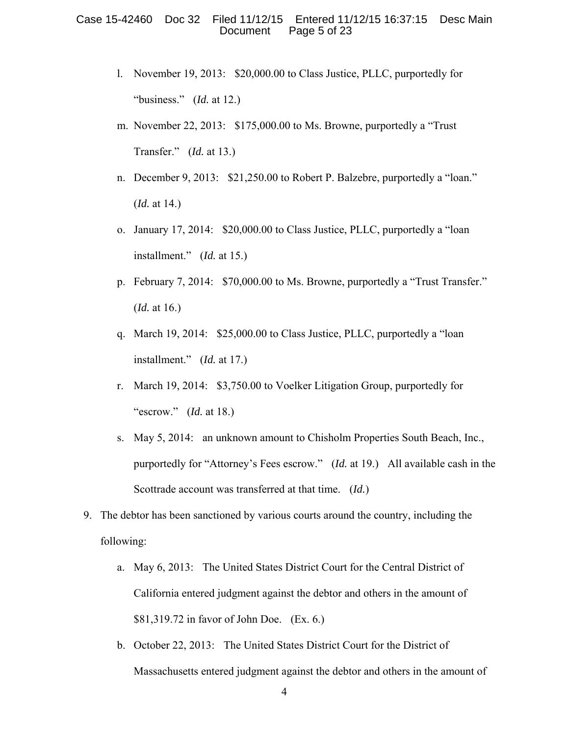l. November 19, 2013: $20,000.00 to Class Justice, PLLC, purportedly for "business." (*Id.* at 12.)

m. November 22, 2013: $175,000.00 to Ms. Browne, purportedly a "Trust Transfer." (*Id.* at 13.)

n. December 9, 2013: $21,250.00 to Robert P. Balzebre, purportedly a "loan." (*Id.* at 14.)

o. January 17, 2014: $20,000.00 to Class Justice, PLLC, purportedly a "loan installment." (*Id.* at 15.)

p. February 7, 2014: $70,000.00 to Ms. Browne, purportedly a "Trust Transfer." (*Id.* at 16.)

q. March 19, 2014: $25,000.00 to Class Justice, PLLC, purportedly a "loan installment." (*Id.* at 17.)

r. March 19, 2014: $3,750.00 to Voelker Litigation Group, purportedly for "escrow." (*Id.* at 18.)

s. May 5, 2014: an unknown amount to Chisholm Properties South Beach, Inc., purportedly for "Attorney's Fees escrow." (*Id.* at 19.) All available cash in the Scottrade account was transferred at that time. (*Id.*)

9. The debtor has been sanctioned by various courts around the country, including the following:

   a. May 6, 2013: The United States District Court for the Central District of California entered judgment against the debtor and others in the amount of $81,319.72 in favor of John Doe. (Ex. 6.)

   b. October 22, 2013: The United States District Court for the District of Massachusetts entered judgment against the debtor and others in the amount of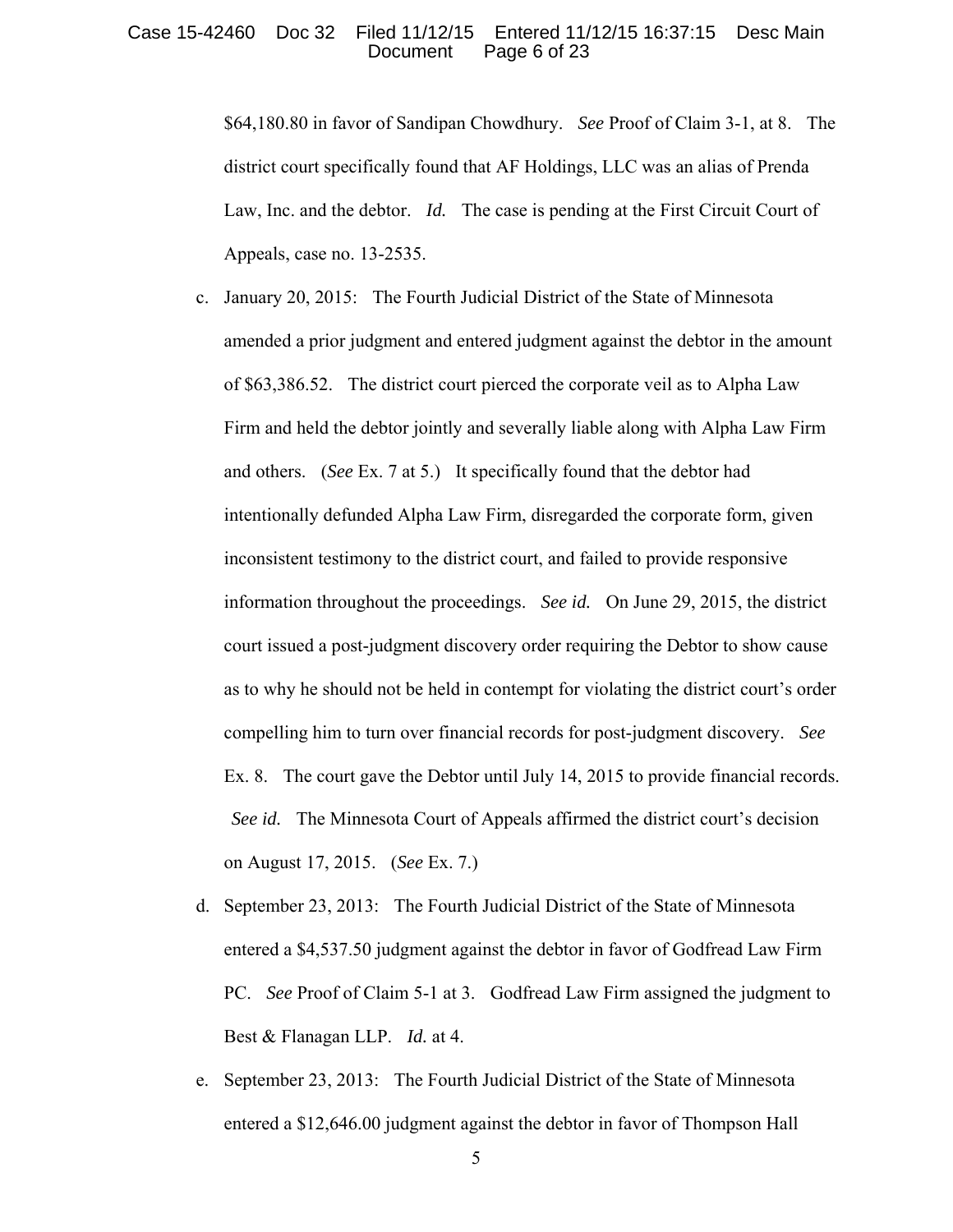$64,180.80 in favor of Sandipan Chowdhury. *See* Proof of Claim 3-1, at 8. The district court specifically found that AF Holdings, LLC was an alias of Prenda Law, Inc. and the debtor. *Id.* The case is pending at the First Circuit Court of Appeals, case no. 13-2535.

c. January 20, 2015: The Fourth Judicial District of the State of Minnesota amended a prior judgment and entered judgment against the debtor in the amount of $63,386.52. The district court pierced the corporate veil as to Alpha Law Firm and held the debtor jointly and severally liable along with Alpha Law Firm and others. (*See* Ex. 7 at 5.) It specifically found that the debtor had intentionally defunded Alpha Law Firm, disregarded the corporate form, given inconsistent testimony to the district court, and failed to provide responsive information throughout the proceedings. *See id.* On June 29, 2015, the district court issued a post-judgment discovery order requiring the Debtor to show cause as to why he should not be held in contempt for violating the district court's order compelling him to turn over financial records for post-judgment discovery. *See* Ex. 8. The court gave the Debtor until July 14, 2015 to provide financial records. *See id.* The Minnesota Court of Appeals affirmed the district court's decision on August 17, 2015. (*See* Ex. 7.)

d. September 23, 2013: The Fourth Judicial District of the State of Minnesota entered a $4,537.50 judgment against the debtor in favor of Godfread Law Firm PC. *See* Proof of Claim 5-1 at 3. Godfread Law Firm assigned the judgment to Best & Flanagan LLP. *Id.* at 4.

e. September 23, 2013: The Fourth Judicial District of the State of Minnesota entered a $12,646.00 judgment against the debtor in favor of Thompson Hall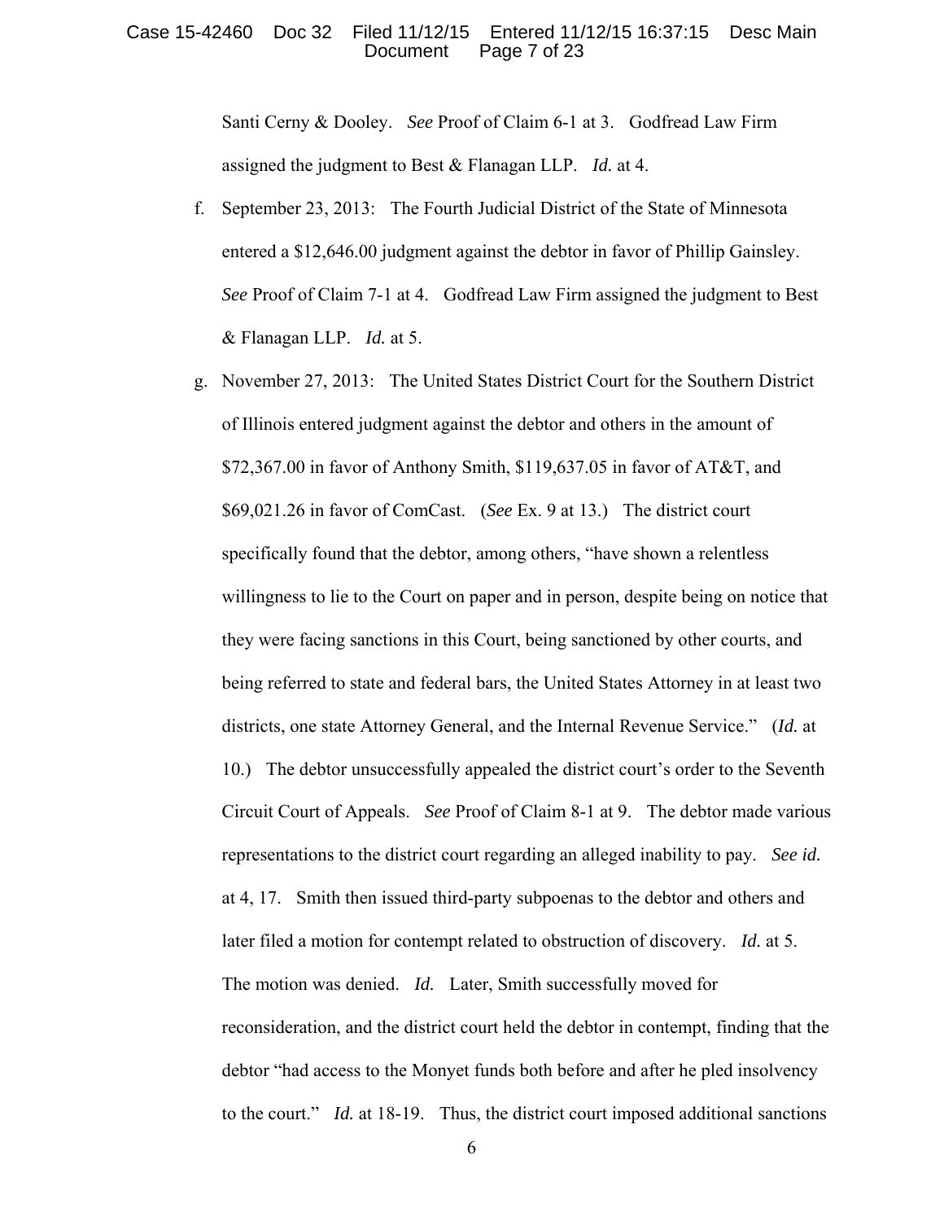Santi Cerny & Dooley. *See* Proof of Claim 6-1 at 3. Godfread Law Firm assigned the judgment to Best & Flanagan LLP. *Id.* at 4.

f. September 23, 2013: The Fourth Judicial District of the State of Minnesota entered a $12,646.00 judgment against the debtor in favor of Phillip Gainsley. *See* Proof of Claim 7-1 at 4. Godfread Law Firm assigned the judgment to Best & Flanagan LLP. *Id.* at 5.

g. November 27, 2013: The United States District Court for the Southern District of Illinois entered judgment against the debtor and others in the amount of $72,367.00 in favor of Anthony Smith, $119,637.05 in favor of AT&T, and $69,021.26 in favor of ComCast. (*See* Ex. 9 at 13.) The district court specifically found that the debtor, among others, "have shown a relentless willingness to lie to the Court on paper and in person, despite being on notice that they were facing sanctions in this Court, being sanctioned by other courts, and being referred to state and federal bars, the United States Attorney in at least two districts, one state Attorney General, and the Internal Revenue Service." (*Id.* at 10.) The debtor unsuccessfully appealed the district court's order to the Seventh Circuit Court of Appeals. *See* Proof of Claim 8-1 at 9. The debtor made various representations to the district court regarding an alleged inability to pay. *See id.* at 4, 17. Smith then issued third-party subpoenas to the debtor and others and later filed a motion for contempt related to obstruction of discovery. *Id.* at 5. The motion was denied. *Id.* Later, Smith successfully moved for reconsideration, and the district court held the debtor in contempt, finding that the debtor "had access to the Monyet funds both before and after he pled insolvency to the court." *Id.* at 18-19. Thus, the district court imposed additional sanctions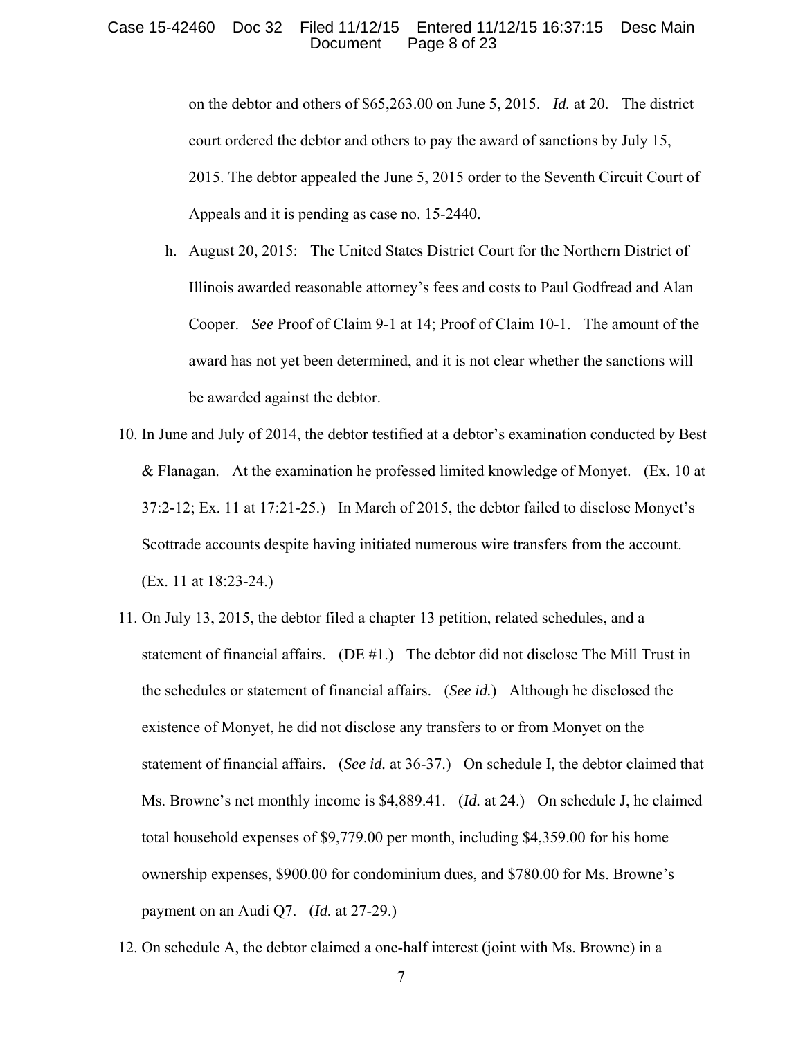on the debtor and others of $65,263.00 on June 5, 2015. *Id.* at 20. The district court ordered the debtor and others to pay the award of sanctions by July 15, 2015. The debtor appealed the June 5, 2015 order to the Seventh Circuit Court of Appeals and it is pending as case no. 15-2440.

   h. August 20, 2015: The United States District Court for the Northern District of Illinois awarded reasonable attorney's fees and costs to Paul Godfread and Alan Cooper. *See* Proof of Claim 9-1 at 14; Proof of Claim 10-1. The amount of the award has not yet been determined, and it is not clear whether the sanctions will be awarded against the debtor.

10. In June and July of 2014, the debtor testified at a debtor's examination conducted by Best & Flanagan. At the examination he professed limited knowledge of Monyet. (Ex. 10 at 37:2-12; Ex. 11 at 17:21-25.) In March of 2015, the debtor failed to disclose Monyet's Scottrade accounts despite having initiated numerous wire transfers from the account. (Ex. 11 at 18:23-24.)

11. On July 13, 2015, the debtor filed a chapter 13 petition, related schedules, and a statement of financial affairs. (DE #1.) The debtor did not disclose The Mill Trust in the schedules or statement of financial affairs. (*See id.*) Although he disclosed the existence of Monyet, he did not disclose any transfers to or from Monyet on the statement of financial affairs. (*See id.* at 36-37.) On schedule I, the debtor claimed that Ms. Browne's net monthly income is $4,889.41. (*Id.* at 24.) On schedule J, he claimed total household expenses of $9,779.00 per month, including $4,359.00 for his home ownership expenses, $900.00 for condominium dues, and $780.00 for Ms. Browne's payment on an Audi Q7. (*Id.* at 27-29.)

12. On schedule A, the debtor claimed a one-half interest (joint with Ms. Browne) in a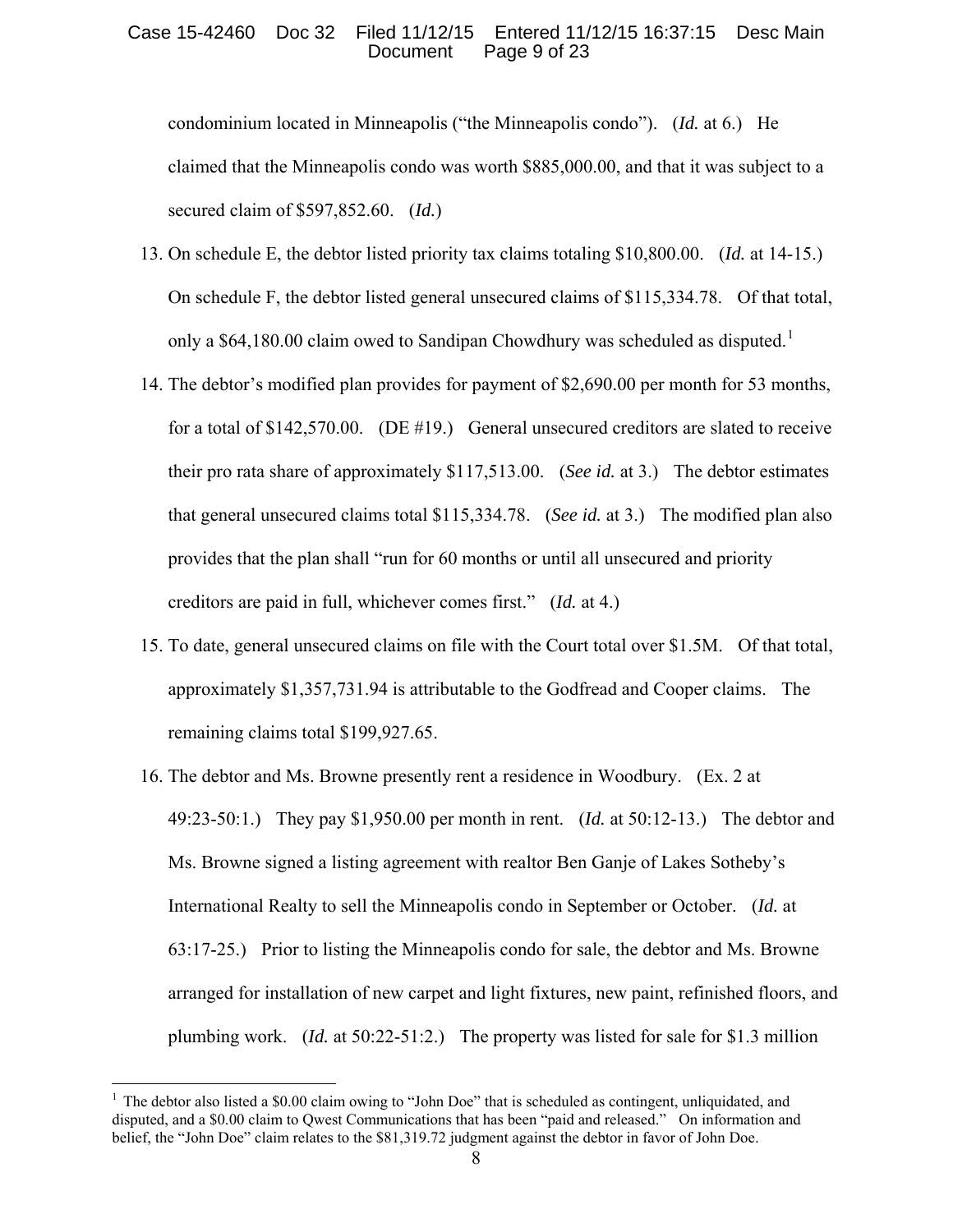condominium located in Minneapolis ("the Minneapolis condo"). (*Id.* at 6.) He claimed that the Minneapolis condo was worth $885,000.00, and that it was subject to a secured claim of $597,852.60. (*Id.*)

13. On schedule E, the debtor listed priority tax claims totaling $10,800.00. (*Id.* at 14-15.) On schedule F, the debtor listed general unsecured claims of $115,334.78. Of that total, only a $64,180.00 claim owed to Sandipan Chowdhury was scheduled as disputed.[1]

14. The debtor's modified plan provides for payment of $2,690.00 per month for 53 months, for a total of $142,570.00. (DE #19.) General unsecured creditors are slated to receive their pro rata share of approximately $117,513.00. (*See id.* at 3.) The debtor estimates that general unsecured claims total $115,334.78. (*See id.* at 3.) The modified plan also provides that the plan shall "run for 60 months or until all unsecured and priority creditors are paid in full, whichever comes first." (*Id.* at 4.)

15. To date, general unsecured claims on file with the Court total over $1.5M. Of that total, approximately $1,357,731.94 is attributable to the Godfread and Cooper claims. The remaining claims total $199,927.65.

16. The debtor and Ms. Browne presently rent a residence in Woodbury. (Ex. 2 at 49:23-50:1.) They pay $1,950.00 per month in rent. (*Id.* at 50:12-13.) The debtor and Ms. Browne signed a listing agreement with realtor Ben Ganje of Lakes Sotheby's International Realty to sell the Minneapolis condo in September or October. (*Id.* at 63:17-25.) Prior to listing the Minneapolis condo for sale, the debtor and Ms. Browne arranged for installation of new carpet and light fixtures, new paint, refinished floors, and plumbing work. (*Id.* at 50:22-51:2.) The property was listed for sale for $1.3 million

[1] The debtor also listed a $0.00 claim owing to "John Doe" that is scheduled as contingent, unliquidated, and disputed, and a $0.00 claim to Qwest Communications that has been "paid and released." On information and belief, the "John Doe" claim relates to the $81,319.72 judgment against the debtor in favor of John Doe.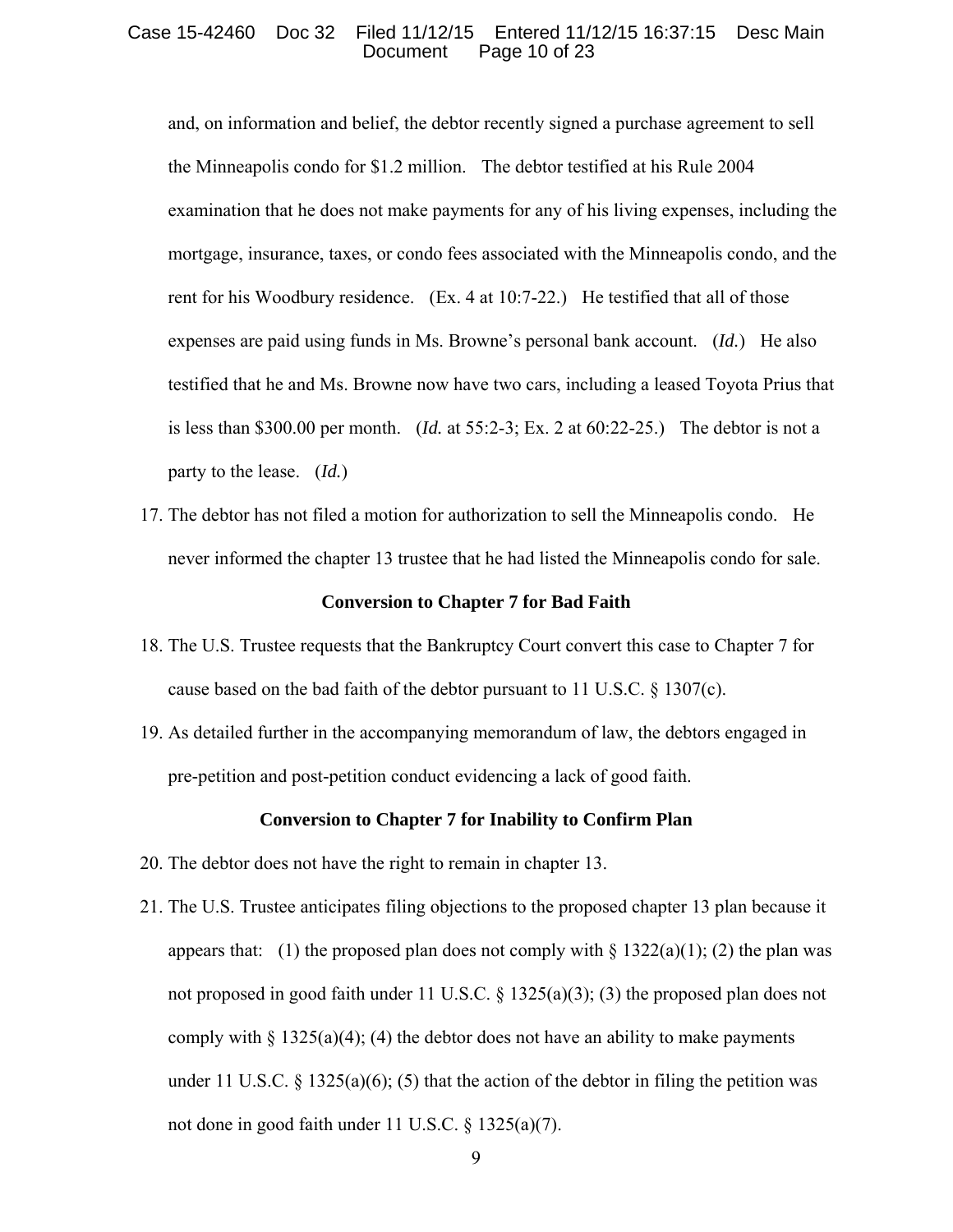and, on information and belief, the debtor recently signed a purchase agreement to sell the Minneapolis condo for $1.2 million. The debtor testified at his Rule 2004 examination that he does not make payments for any of his living expenses, including the mortgage, insurance, taxes, or condo fees associated with the Minneapolis condo, and the rent for his Woodbury residence. (Ex. 4 at 10:7-22.) He testified that all of those expenses are paid using funds in Ms. Browne's personal bank account. (*Id.*) He also testified that he and Ms. Browne now have two cars, including a leased Toyota Prius that is less than $300.00 per month. (*Id.* at 55:2-3; Ex. 2 at 60:22-25.) The debtor is not a party to the lease. (*Id.*)

17. The debtor has not filed a motion for authorization to sell the Minneapolis condo. He never informed the chapter 13 trustee that he had listed the Minneapolis condo for sale.

**Conversion to Chapter 7 for Bad Faith**

18. The U.S. Trustee requests that the Bankruptcy Court convert this case to Chapter 7 for cause based on the bad faith of the debtor pursuant to 11 U.S.C. § 1307(c).

19. As detailed further in the accompanying memorandum of law, the debtors engaged in pre-petition and post-petition conduct evidencing a lack of good faith.

**Conversion to Chapter 7 for Inability to Confirm Plan**

20. The debtor does not have the right to remain in chapter 13.

21. The U.S. Trustee anticipates filing objections to the proposed chapter 13 plan because it appears that: (1) the proposed plan does not comply with § 1322(a)(1); (2) the plan was not proposed in good faith under 11 U.S.C. § 1325(a)(3); (3) the proposed plan does not comply with § 1325(a)(4); (4) the debtor does not have an ability to make payments under 11 U.S.C. § 1325(a)(6); (5) that the action of the debtor in filing the petition was not done in good faith under 11 U.S.C. § 1325(a)(7).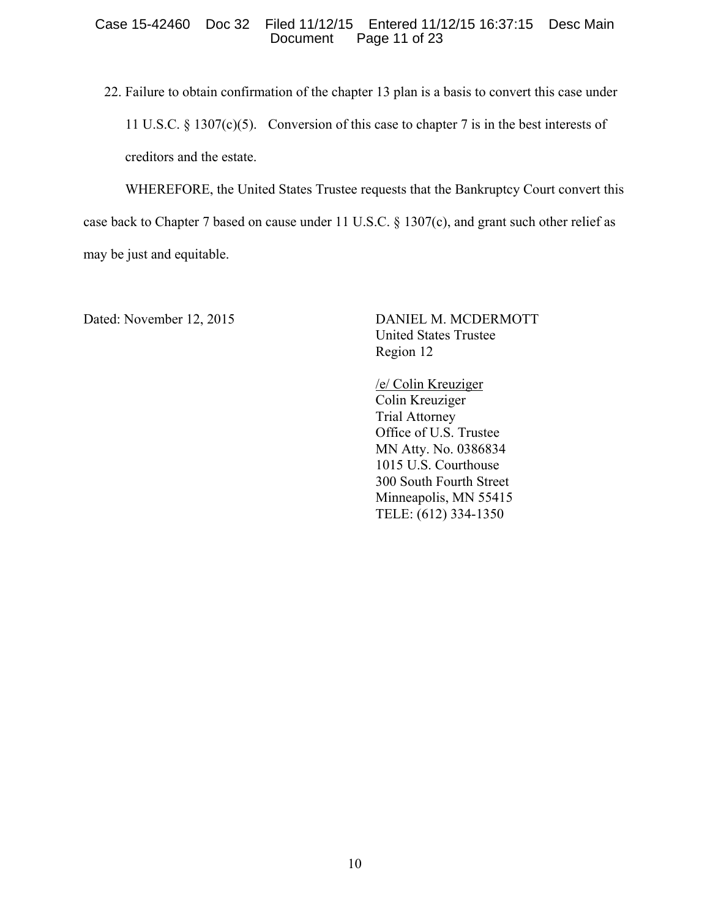22. Failure to obtain confirmation of the chapter 13 plan is a basis to convert this case under 11 U.S.C. § 1307(c)(5). Conversion of this case to chapter 7 is in the best interests of creditors and the estate.

WHEREFORE, the United States Trustee requests that the Bankruptcy Court convert this case back to Chapter 7 based on cause under 11 U.S.C. § 1307(c), and grant such other relief as may be just and equitable.

Dated: November 12, 2015

DANIEL M. MCDERMOTT
United States Trustee
Region 12

/e/ Colin Kreuziger
Colin Kreuziger
Trial Attorney
Office of U.S. Trustee
MN Atty. No. 0386834
1015 U.S. Courthouse
300 South Fourth Street
Minneapolis, MN 55415
TELE: (612) 334-1350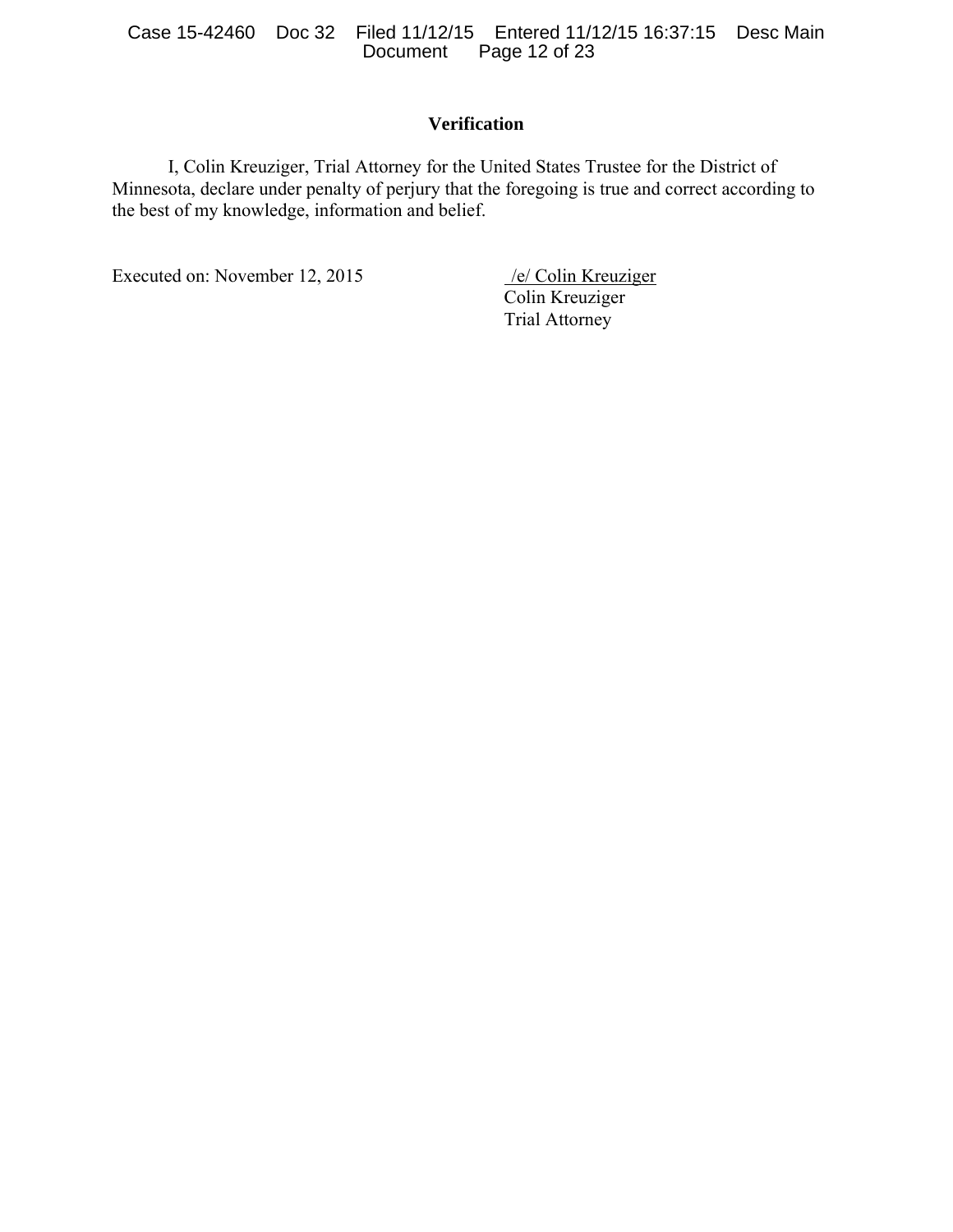## Verification

I, Colin Kreuziger, Trial Attorney for the United States Trustee for the District of Minnesota, declare under penalty of perjury that the foregoing is true and correct according to the best of my knowledge, information and belief.

Executed on: November 12, 2015

/e/ Colin Kreuziger
Colin Kreuziger
Trial Attorney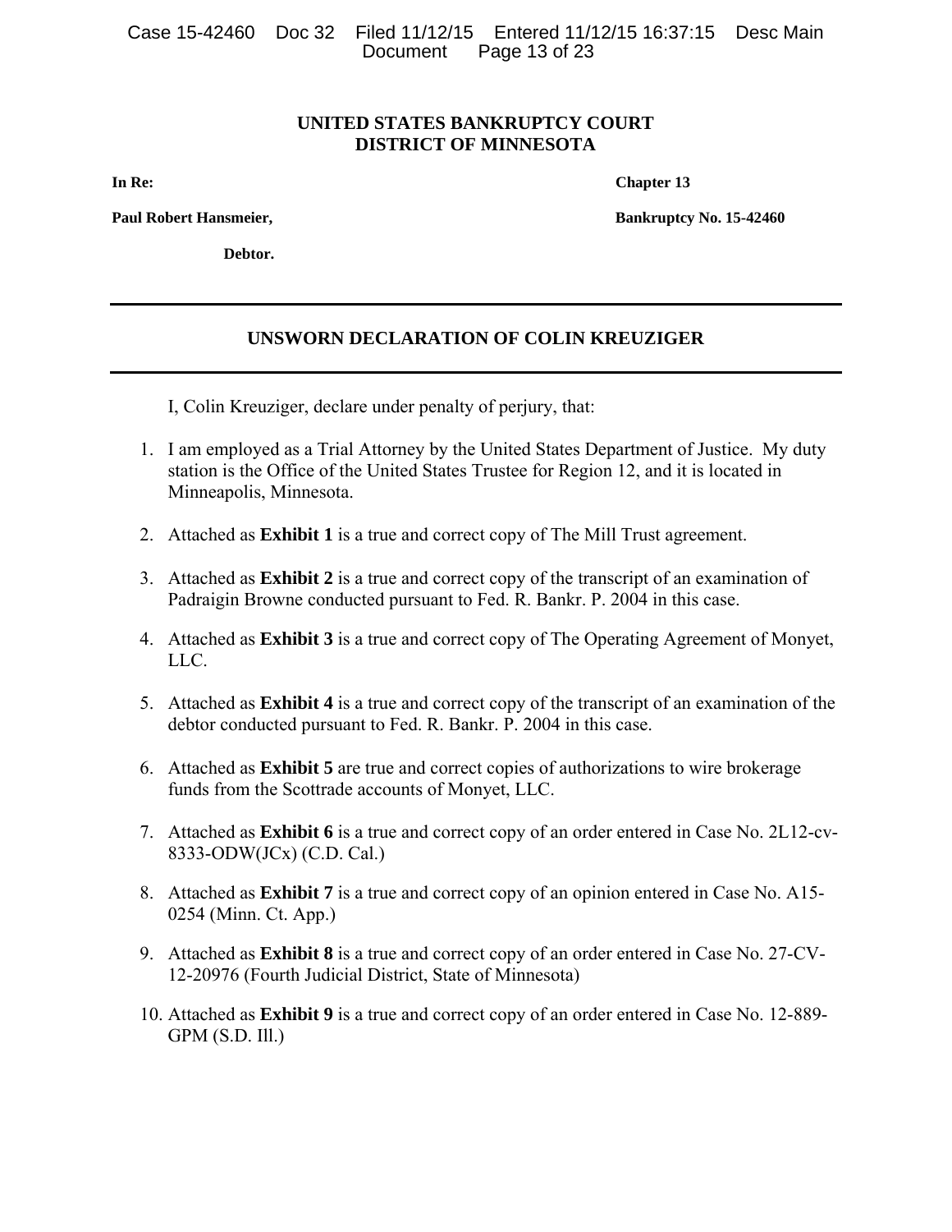**UNITED STATES BANKRUPTCY COURT**
**DISTRICT OF MINNESOTA**

**In Re:** **Chapter 13**

**Paul Robert Hansmeier,** **Bankruptcy No. 15-42460**

**Debtor.**

---

## UNSWORN DECLARATION OF COLIN KREUZIGER

---

I, Colin Kreuziger, declare under penalty of perjury, that:

1. I am employed as a Trial Attorney by the United States Department of Justice. My duty station is the Office of the United States Trustee for Region 12, and it is located in Minneapolis, Minnesota.

2. Attached as **Exhibit 1** is a true and correct copy of The Mill Trust agreement.

3. Attached as **Exhibit 2** is a true and correct copy of the transcript of an examination of Padraigin Browne conducted pursuant to Fed. R. Bankr. P. 2004 in this case.

4. Attached as **Exhibit 3** is a true and correct copy of The Operating Agreement of Monyet, LLC.

5. Attached as **Exhibit 4** is a true and correct copy of the transcript of an examination of the debtor conducted pursuant to Fed. R. Bankr. P. 2004 in this case.

6. Attached as **Exhibit 5** are true and correct copies of authorizations to wire brokerage funds from the Scottrade accounts of Monyet, LLC.

7. Attached as **Exhibit 6** is a true and correct copy of an order entered in Case No. 2L12-cv-8333-ODW(JCx) (C.D. Cal.)

8. Attached as **Exhibit 7** is a true and correct copy of an opinion entered in Case No. A15-0254 (Minn. Ct. App.)

9. Attached as **Exhibit 8** is a true and correct copy of an order entered in Case No. 27-CV-12-20976 (Fourth Judicial District, State of Minnesota)

10. Attached as **Exhibit 9** is a true and correct copy of an order entered in Case No. 12-889-GPM (S.D. Ill.)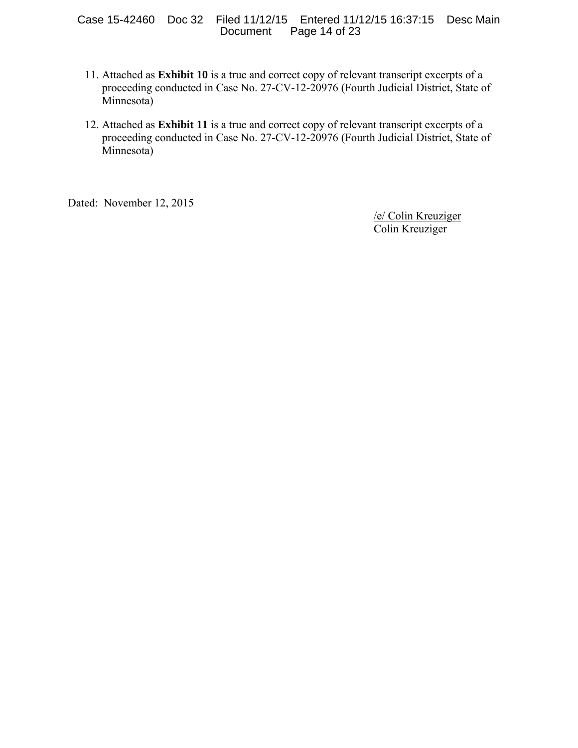11. Attached as **Exhibit 10** is a true and correct copy of relevant transcript excerpts of a proceeding conducted in Case No. 27-CV-12-20976 (Fourth Judicial District, State of Minnesota)

12. Attached as **Exhibit 11** is a true and correct copy of relevant transcript excerpts of a proceeding conducted in Case No. 27-CV-12-20976 (Fourth Judicial District, State of Minnesota)

Dated: November 12, 2015

/e/ Colin Kreuziger
Colin Kreuziger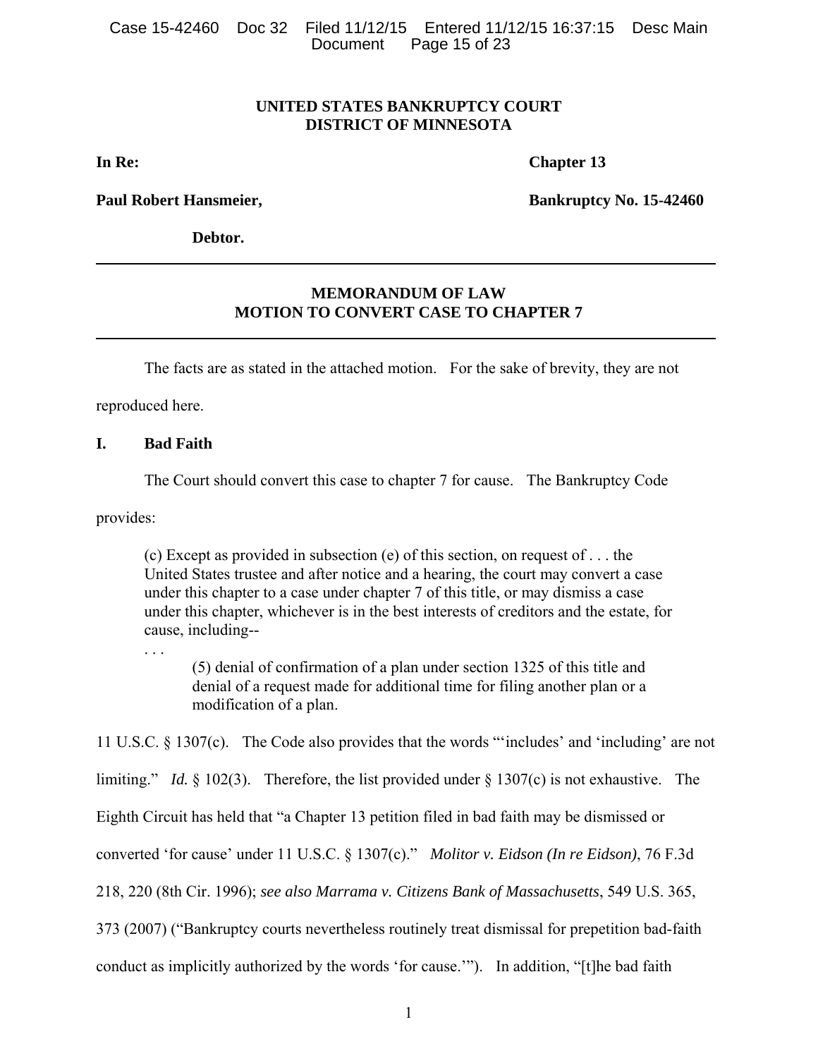**UNITED STATES BANKRUPTCY COURT**
**DISTRICT OF MINNESOTA**

**In Re:** **Chapter 13**

**Paul Robert Hansmeier,** **Bankruptcy No. 15-42460**

**Debtor.**

---

**MEMORANDUM OF LAW**
**MOTION TO CONVERT CASE TO CHAPTER 7**

---

The facts are as stated in the attached motion. For the sake of brevity, they are not reproduced here.

## I. Bad Faith

The Court should convert this case to chapter 7 for cause. The Bankruptcy Code provides:

> (c) Except as provided in subsection (e) of this section, on request of . . . the United States trustee and after notice and a hearing, the court may convert a case under this chapter to a case under chapter 7 of this title, or may dismiss a case under this chapter, whichever is in the best interests of creditors and the estate, for cause, including--
>
> . . .
>
> > (5) denial of confirmation of a plan under section 1325 of this title and denial of a request made for additional time for filing another plan or a modification of a plan.

11 U.S.C. § 1307(c). The Code also provides that the words "'includes' and 'including' are not limiting." *Id.* § 102(3). Therefore, the list provided under § 1307(c) is not exhaustive. The Eighth Circuit has held that "a Chapter 13 petition filed in bad faith may be dismissed or converted 'for cause' under 11 U.S.C. § 1307(c)." *Molitor v. Eidson (In re Eidson)*, 76 F.3d 218, 220 (8th Cir. 1996); *see also Marrama v. Citizens Bank of Massachusetts*, 549 U.S. 365, 373 (2007) ("Bankruptcy courts nevertheless routinely treat dismissal for prepetition bad-faith conduct as implicitly authorized by the words 'for cause.'"). In addition, "[t]he bad faith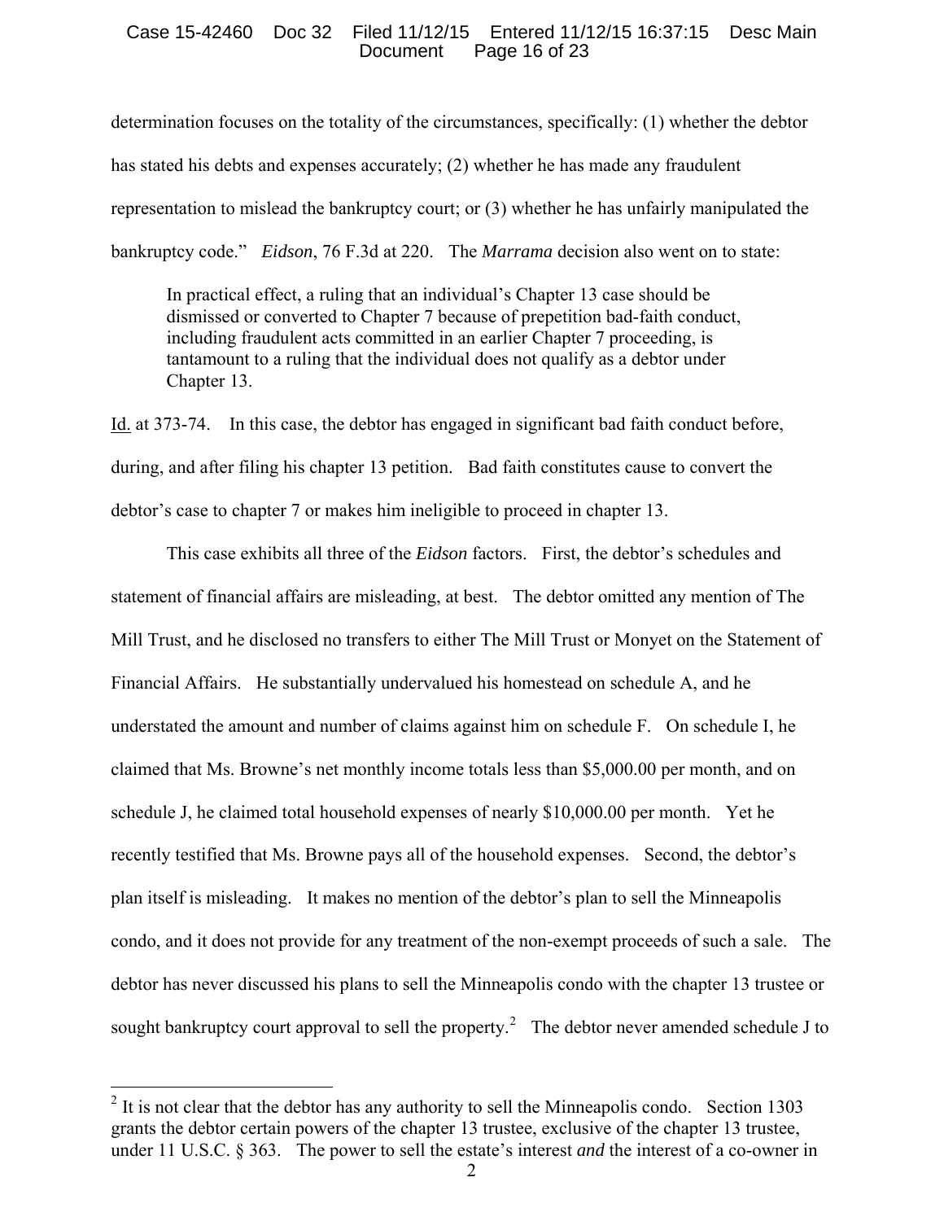determination focuses on the totality of the circumstances, specifically: (1) whether the debtor has stated his debts and expenses accurately; (2) whether he has made any fraudulent representation to mislead the bankruptcy court; or (3) whether he has unfairly manipulated the bankruptcy code." *Eidson*, 76 F.3d at 220. The *Marrama* decision also went on to state:

> In practical effect, a ruling that an individual's Chapter 13 case should be dismissed or converted to Chapter 7 because of prepetition bad-faith conduct, including fraudulent acts committed in an earlier Chapter 7 proceeding, is tantamount to a ruling that the individual does not qualify as a debtor under Chapter 13.

Id. at 373-74. In this case, the debtor has engaged in significant bad faith conduct before, during, and after filing his chapter 13 petition. Bad faith constitutes cause to convert the debtor's case to chapter 7 or makes him ineligible to proceed in chapter 13.

This case exhibits all three of the *Eidson* factors. First, the debtor's schedules and statement of financial affairs are misleading, at best. The debtor omitted any mention of The Mill Trust, and he disclosed no transfers to either The Mill Trust or Monyet on the Statement of Financial Affairs. He substantially undervalued his homestead on schedule A, and he understated the amount and number of claims against him on schedule F. On schedule I, he claimed that Ms. Browne's net monthly income totals less than $5,000.00 per month, and on schedule J, he claimed total household expenses of nearly $10,000.00 per month. Yet he recently testified that Ms. Browne pays all of the household expenses. Second, the debtor's plan itself is misleading. It makes no mention of the debtor's plan to sell the Minneapolis condo, and it does not provide for any treatment of the non-exempt proceeds of such a sale. The debtor has never discussed his plans to sell the Minneapolis condo with the chapter 13 trustee or sought bankruptcy court approval to sell the property.[2] The debtor never amended schedule J to

[2] It is not clear that the debtor has any authority to sell the Minneapolis condo. Section 1303 grants the debtor certain powers of the chapter 13 trustee, exclusive of the chapter 13 trustee, under 11 U.S.C. § 363. The power to sell the estate's interest *and* the interest of a co-owner in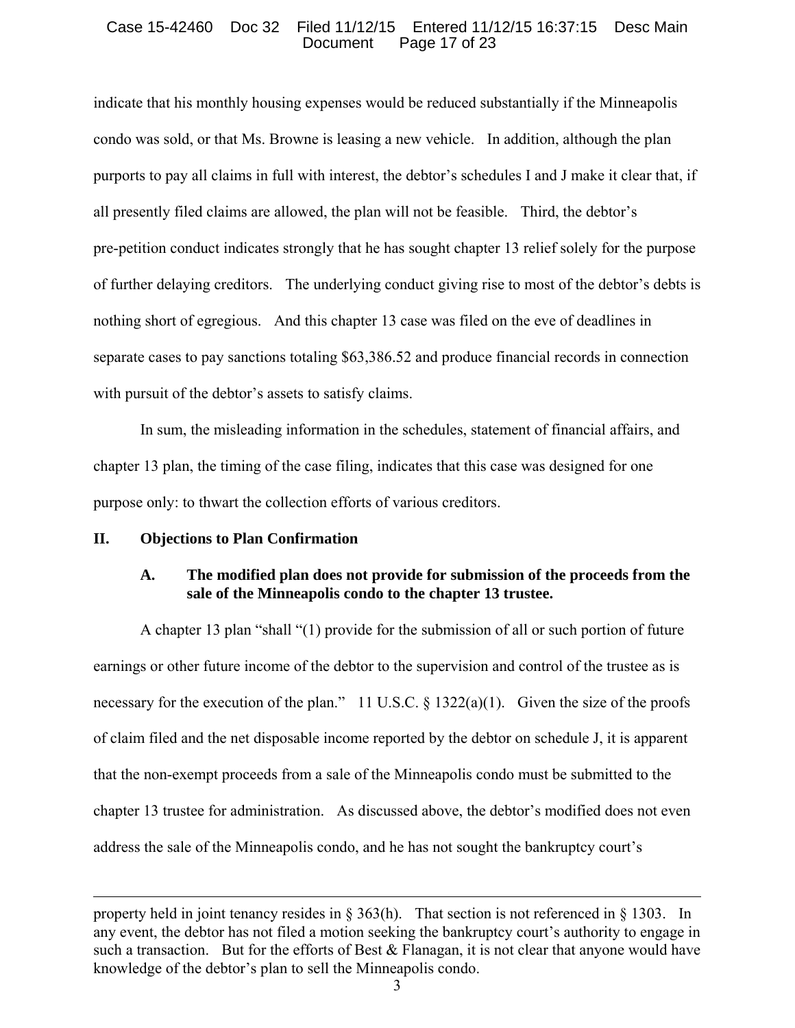indicate that his monthly housing expenses would be reduced substantially if the Minneapolis condo was sold, or that Ms. Browne is leasing a new vehicle. In addition, although the plan purports to pay all claims in full with interest, the debtor's schedules I and J make it clear that, if all presently filed claims are allowed, the plan will not be feasible. Third, the debtor's pre-petition conduct indicates strongly that he has sought chapter 13 relief solely for the purpose of further delaying creditors. The underlying conduct giving rise to most of the debtor's debts is nothing short of egregious. And this chapter 13 case was filed on the eve of deadlines in separate cases to pay sanctions totaling $63,386.52 and produce financial records in connection with pursuit of the debtor's assets to satisfy claims.

In sum, the misleading information in the schedules, statement of financial affairs, and chapter 13 plan, the timing of the case filing, indicates that this case was designed for one purpose only: to thwart the collection efforts of various creditors.

## II. Objections to Plan Confirmation

### A. The modified plan does not provide for submission of the proceeds from the sale of the Minneapolis condo to the chapter 13 trustee.

A chapter 13 plan "shall "(1) provide for the submission of all or such portion of future earnings or other future income of the debtor to the supervision and control of the trustee as is necessary for the execution of the plan." 11 U.S.C. § 1322(a)(1). Given the size of the proofs of claim filed and the net disposable income reported by the debtor on schedule J, it is apparent that the non-exempt proceeds from a sale of the Minneapolis condo must be submitted to the chapter 13 trustee for administration. As discussed above, the debtor's modified does not even address the sale of the Minneapolis condo, and he has not sought the bankruptcy court's

---

property held in joint tenancy resides in § 363(h). That section is not referenced in § 1303. In any event, the debtor has not filed a motion seeking the bankruptcy court's authority to engage in such a transaction. But for the efforts of Best & Flanagan, it is not clear that anyone would have knowledge of the debtor's plan to sell the Minneapolis condo.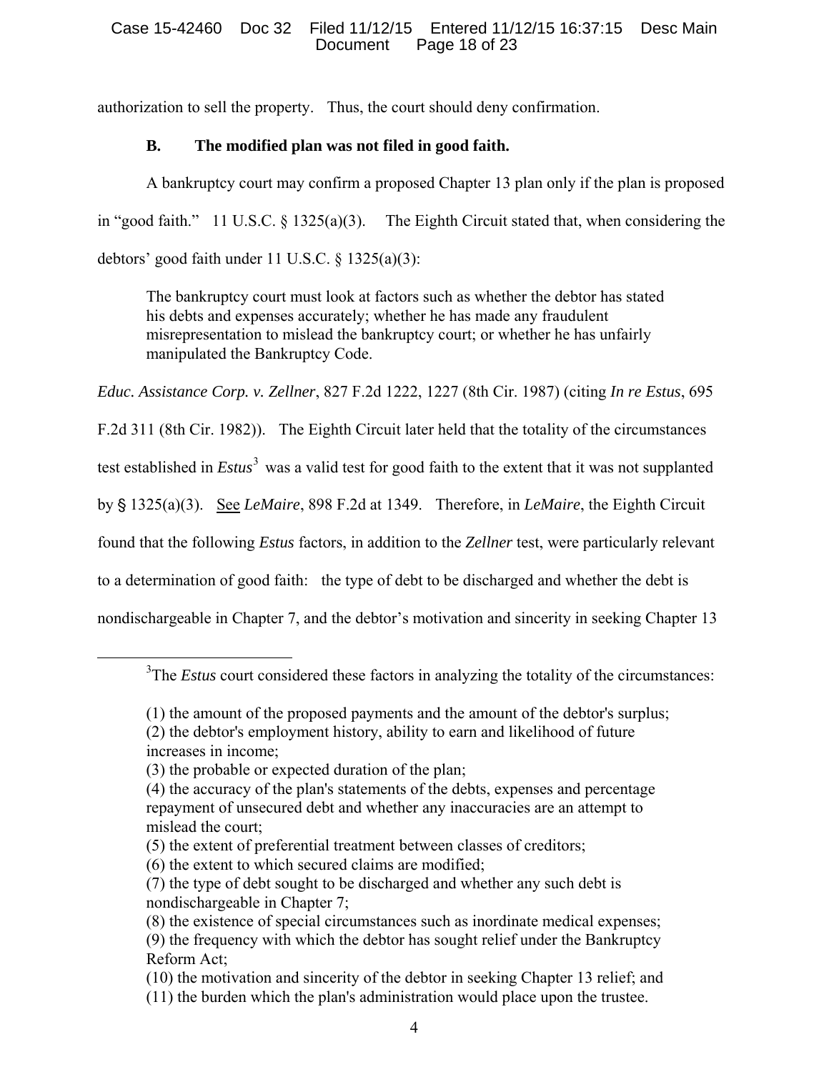authorization to sell the property. Thus, the court should deny confirmation.

**B. The modified plan was not filed in good faith.**

A bankruptcy court may confirm a proposed Chapter 13 plan only if the plan is proposed in "good faith." 11 U.S.C. § 1325(a)(3). The Eighth Circuit stated that, when considering the debtors' good faith under 11 U.S.C. § 1325(a)(3):

> The bankruptcy court must look at factors such as whether the debtor has stated his debts and expenses accurately; whether he has made any fraudulent misrepresentation to mislead the bankruptcy court; or whether he has unfairly manipulated the Bankruptcy Code.

*Educ. Assistance Corp. v. Zellner*, 827 F.2d 1222, 1227 (8th Cir. 1987) (citing *In re Estus*, 695 F.2d 311 (8th Cir. 1982)). The Eighth Circuit later held that the totality of the circumstances test established in *Estus*[3] was a valid test for good faith to the extent that it was not supplanted by § 1325(a)(3). See *LeMaire*, 898 F.2d at 1349. Therefore, in *LeMaire*, the Eighth Circuit found that the following *Estus* factors, in addition to the *Zellner* test, were particularly relevant to a determination of good faith: the type of debt to be discharged and whether the debt is nondischargeable in Chapter 7, and the debtor's motivation and sincerity in seeking Chapter 13

---

[3]The *Estus* court considered these factors in analyzing the totality of the circumstances:

> (1) the amount of the proposed payments and the amount of the debtor's surplus;
> (2) the debtor's employment history, ability to earn and likelihood of future increases in income;
> (3) the probable or expected duration of the plan;
> (4) the accuracy of the plan's statements of the debts, expenses and percentage repayment of unsecured debt and whether any inaccuracies are an attempt to mislead the court;
> (5) the extent of preferential treatment between classes of creditors;
> (6) the extent to which secured claims are modified;
> (7) the type of debt sought to be discharged and whether any such debt is nondischargeable in Chapter 7;
> (8) the existence of special circumstances such as inordinate medical expenses;
> (9) the frequency with which the debtor has sought relief under the Bankruptcy Reform Act;
> (10) the motivation and sincerity of the debtor in seeking Chapter 13 relief; and
> (11) the burden which the plan's administration would place upon the trustee.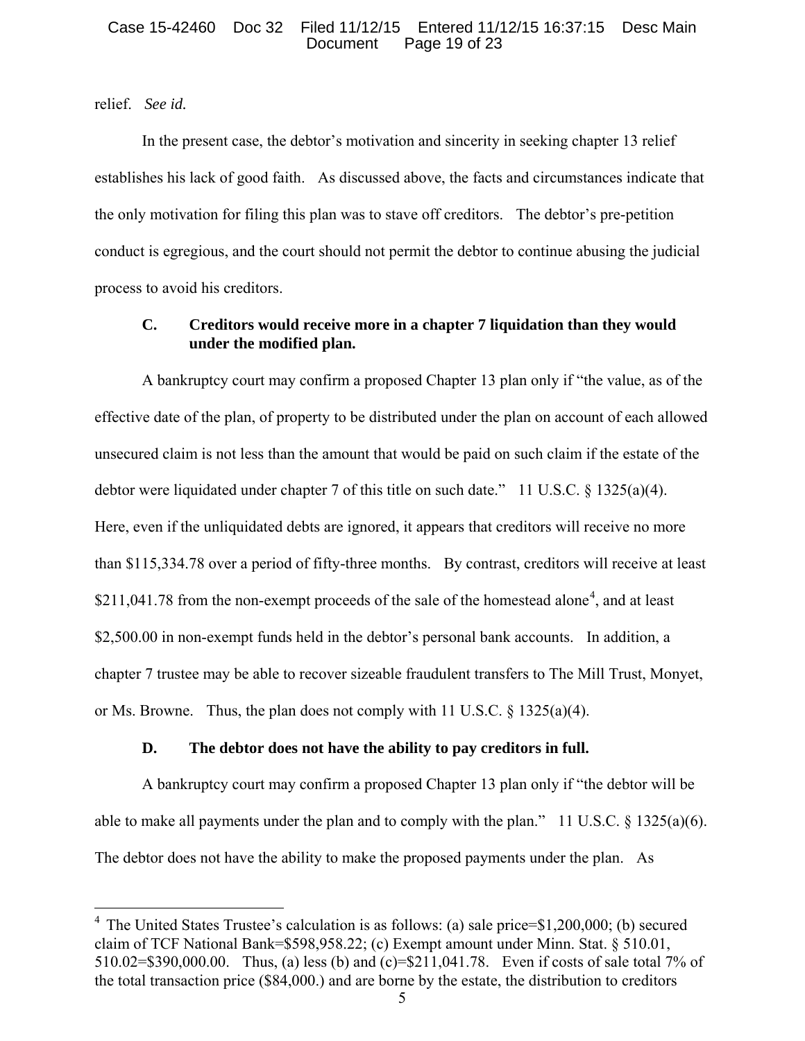relief. *See id.*

In the present case, the debtor's motivation and sincerity in seeking chapter 13 relief establishes his lack of good faith. As discussed above, the facts and circumstances indicate that the only motivation for filing this plan was to stave off creditors. The debtor's pre-petition conduct is egregious, and the court should not permit the debtor to continue abusing the judicial process to avoid his creditors.

### C. Creditors would receive more in a chapter 7 liquidation than they would under the modified plan.

A bankruptcy court may confirm a proposed Chapter 13 plan only if "the value, as of the effective date of the plan, of property to be distributed under the plan on account of each allowed unsecured claim is not less than the amount that would be paid on such claim if the estate of the debtor were liquidated under chapter 7 of this title on such date." 11 U.S.C. § 1325(a)(4). Here, even if the unliquidated debts are ignored, it appears that creditors will receive no more than $115,334.78 over a period of fifty-three months. By contrast, creditors will receive at least $211,041.78 from the non-exempt proceeds of the sale of the homestead alone[4], and at least $2,500.00 in non-exempt funds held in the debtor's personal bank accounts. In addition, a chapter 7 trustee may be able to recover sizeable fraudulent transfers to The Mill Trust, Monyet, or Ms. Browne. Thus, the plan does not comply with 11 U.S.C. § 1325(a)(4).

### D. The debtor does not have the ability to pay creditors in full.

A bankruptcy court may confirm a proposed Chapter 13 plan only if "the debtor will be able to make all payments under the plan and to comply with the plan." 11 U.S.C. § 1325(a)(6). The debtor does not have the ability to make the proposed payments under the plan. As

---

[4] The United States Trustee's calculation is as follows: (a) sale price=$1,200,000; (b) secured claim of TCF National Bank=$598,958.22; (c) Exempt amount under Minn. Stat. § 510.01, 510.02=$390,000.00. Thus, (a) less (b) and (c)=$211,041.78. Even if costs of sale total 7% of the total transaction price ($84,000.) and are borne by the estate, the distribution to creditors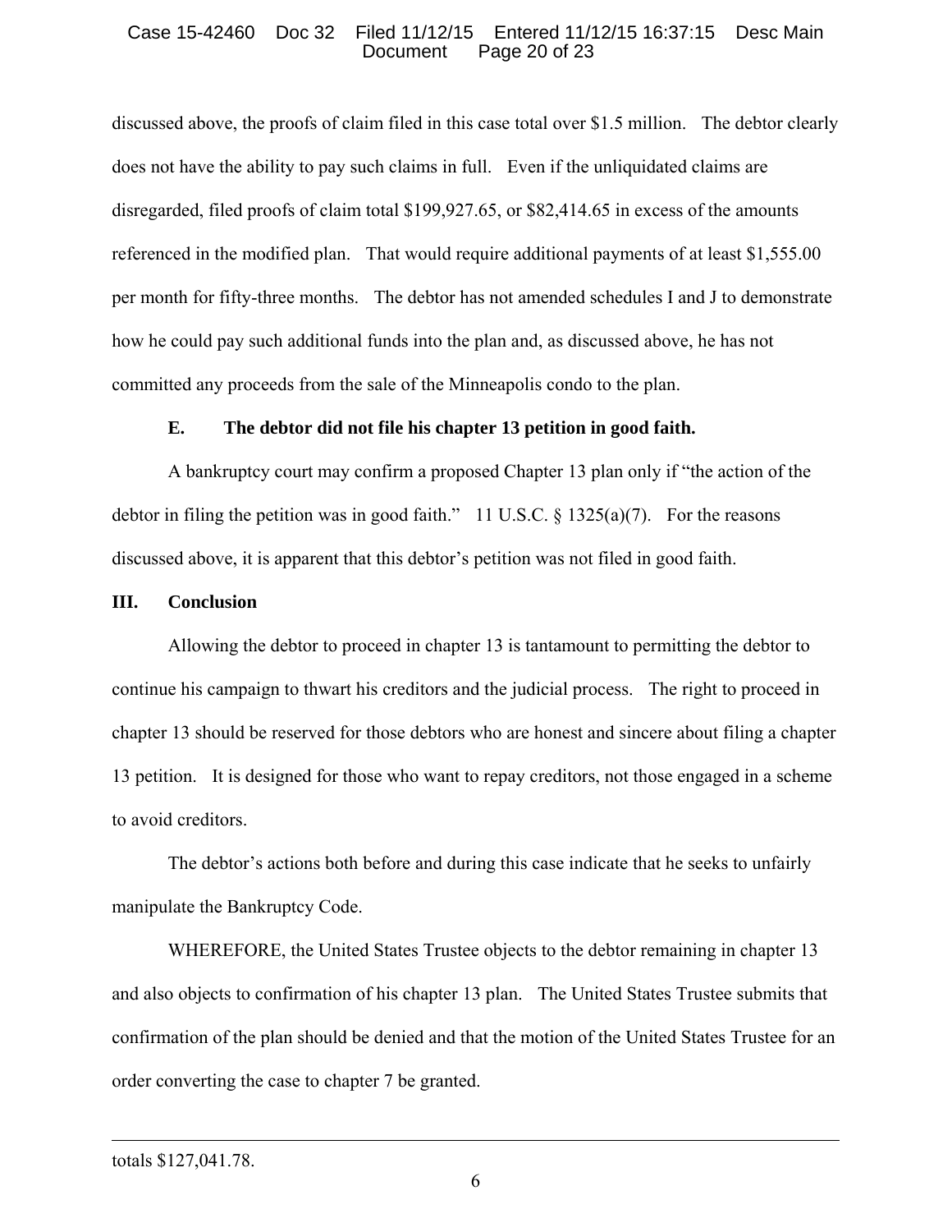discussed above, the proofs of claim filed in this case total over \$1.5 million. The debtor clearly does not have the ability to pay such claims in full. Even if the unliquidated claims are disregarded, filed proofs of claim total \$199,927.65, or \$82,414.65 in excess of the amounts referenced in the modified plan. That would require additional payments of at least \$1,555.00 per month for fifty-three months. The debtor has not amended schedules I and J to demonstrate how he could pay such additional funds into the plan and, as discussed above, he has not committed any proceeds from the sale of the Minneapolis condo to the plan.

**E. The debtor did not file his chapter 13 petition in good faith.**

A bankruptcy court may confirm a proposed Chapter 13 plan only if "the action of the debtor in filing the petition was in good faith." 11 U.S.C. § 1325(a)(7). For the reasons discussed above, it is apparent that this debtor's petition was not filed in good faith.

## III. Conclusion

Allowing the debtor to proceed in chapter 13 is tantamount to permitting the debtor to continue his campaign to thwart his creditors and the judicial process. The right to proceed in chapter 13 should be reserved for those debtors who are honest and sincere about filing a chapter 13 petition. It is designed for those who want to repay creditors, not those engaged in a scheme to avoid creditors.

The debtor's actions both before and during this case indicate that he seeks to unfairly manipulate the Bankruptcy Code.

WHEREFORE, the United States Trustee objects to the debtor remaining in chapter 13 and also objects to confirmation of his chapter 13 plan. The United States Trustee submits that confirmation of the plan should be denied and that the motion of the United States Trustee for an order converting the case to chapter 7 be granted.

---

totals \$127,041.78.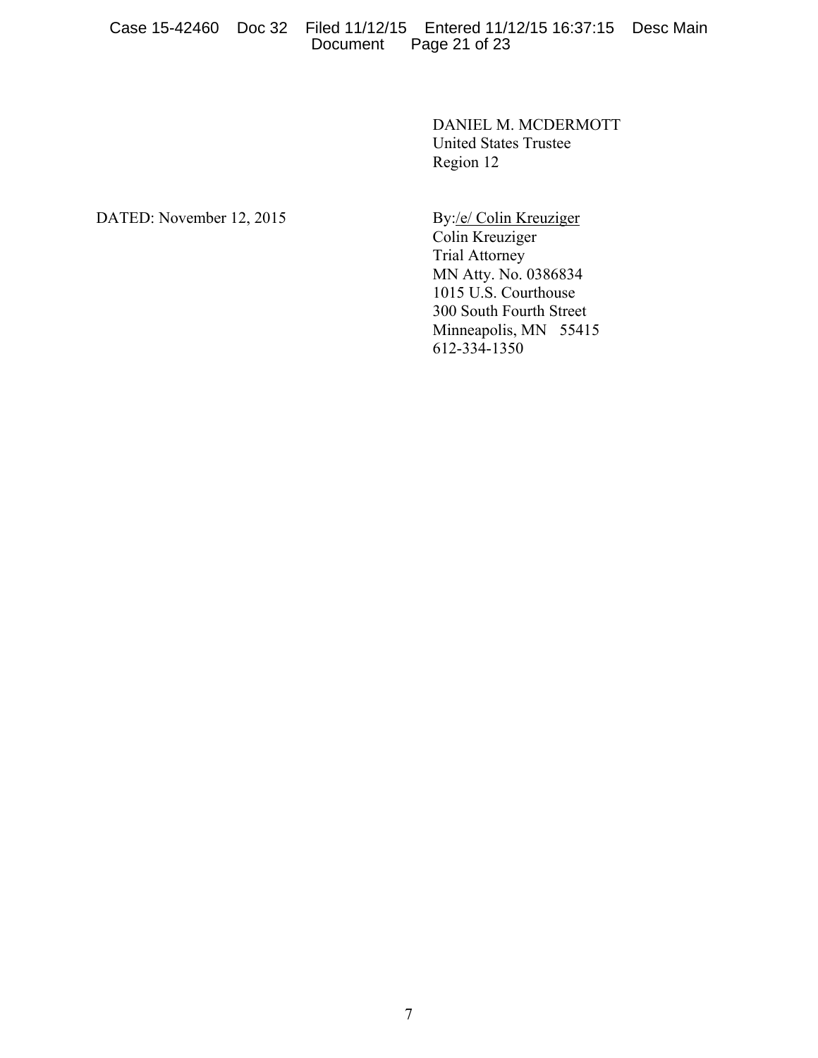DANIEL M. MCDERMOTT
United States Trustee
Region 12

DATED: November 12, 2015

By:/e/ Colin Kreuziger
Colin Kreuziger
Trial Attorney
MN Atty. No. 0386834
1015 U.S. Courthouse
300 South Fourth Street
Minneapolis, MN 55415
612-334-1350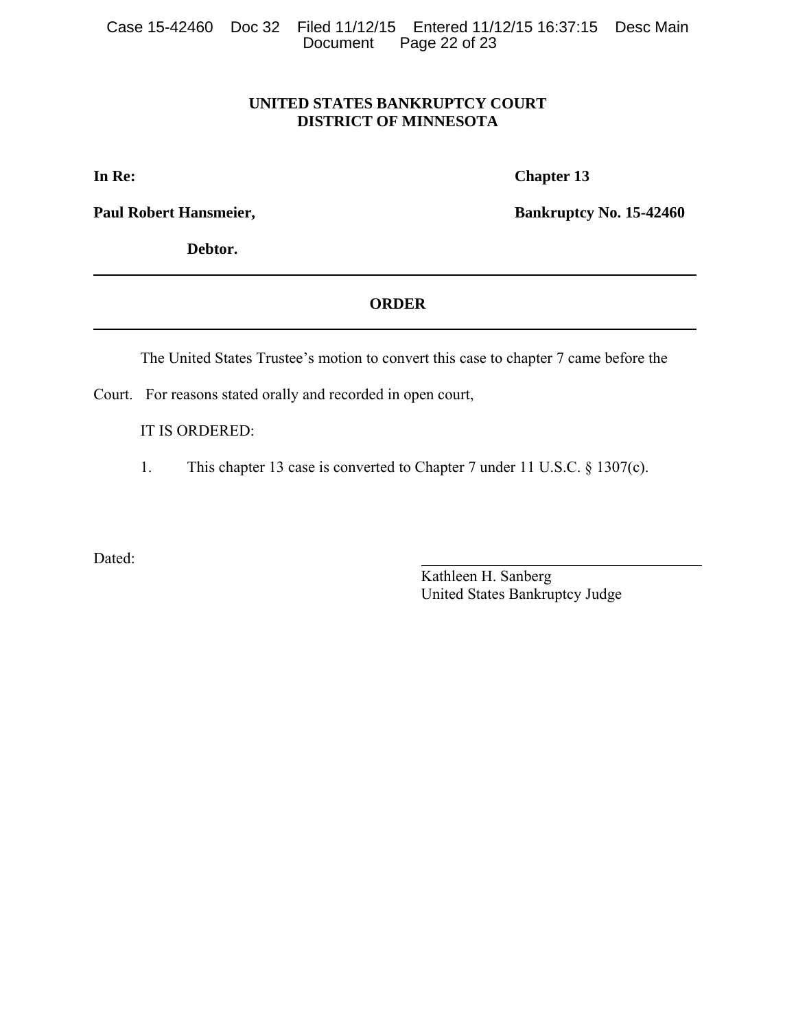**UNITED STATES BANKRUPTCY COURT**
**DISTRICT OF MINNESOTA**

**In Re:** **Chapter 13**

**Paul Robert Hansmeier,** **Bankruptcy No. 15-42460**

**Debtor.**

---

## ORDER

---

The United States Trustee's motion to convert this case to chapter 7 came before the Court. For reasons stated orally and recorded in open court,

IT IS ORDERED:

1. This chapter 13 case is converted to Chapter 7 under 11 U.S.C. § 1307(c).

Dated:

\_\_\_\_\_\_\_\_\_\_\_\_\_\_\_\_\_\_\_\_\_\_\_\_\_\_\_\_\_\_\_\_
Kathleen H. Sanberg
United States Bankruptcy Judge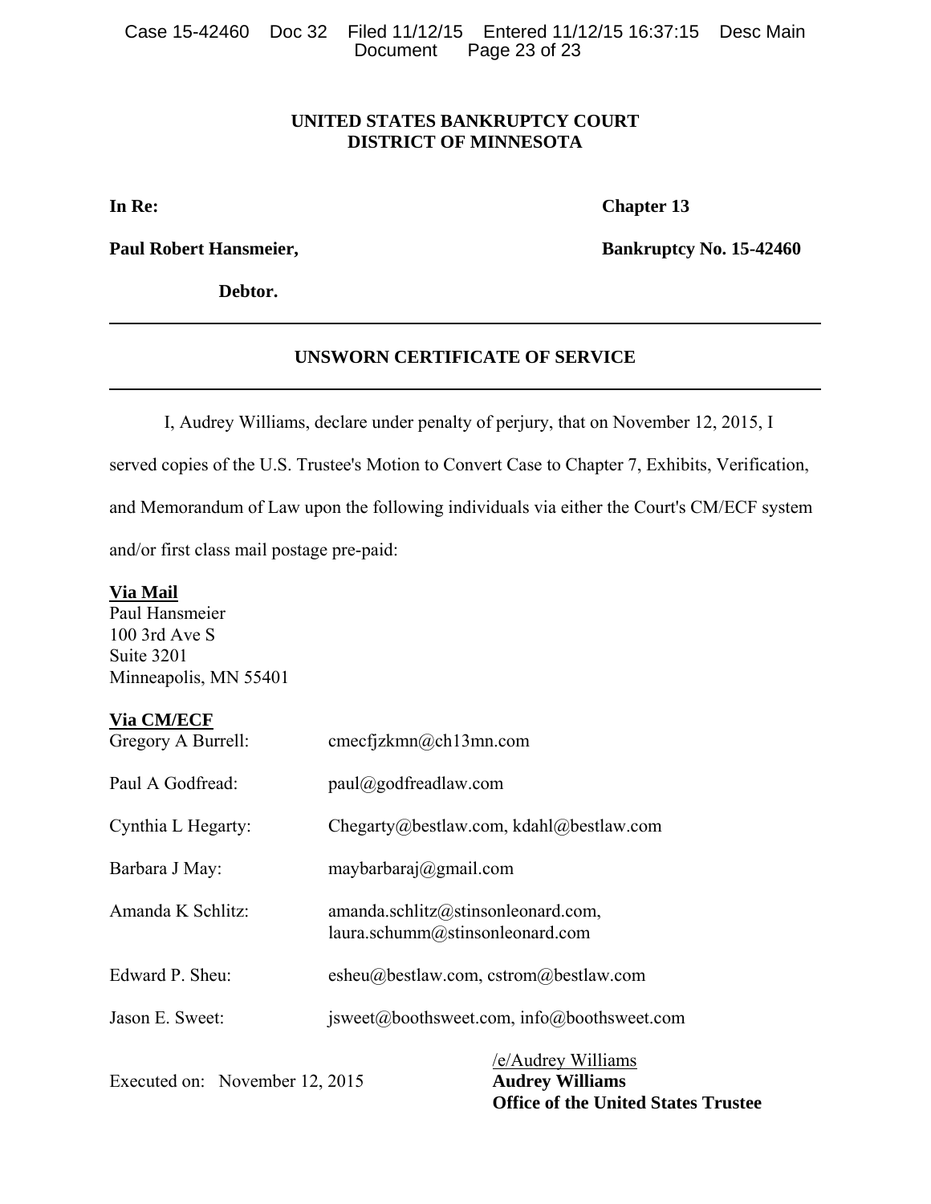**UNITED STATES BANKRUPTCY COURT**
**DISTRICT OF MINNESOTA**

**In Re:** **Chapter 13**

**Paul Robert Hansmeier,** **Bankruptcy No. 15-42460**

**Debtor.**

---

## UNSWORN CERTIFICATE OF SERVICE

---

I, Audrey Williams, declare under penalty of perjury, that on November 12, 2015, I served copies of the U.S. Trustee's Motion to Convert Case to Chapter 7, Exhibits, Verification, and Memorandum of Law upon the following individuals via either the Court's CM/ECF system and/or first class mail postage pre-paid:

**Via Mail**
Paul Hansmeier
100 3rd Ave S
Suite 3201
Minneapolis, MN 55401

**Via CM/ECF**

| | |
|---|---|
| Gregory A Burrell: | cmecfjzkmn@ch13mn.com |
| Paul A Godfread: | paul@godfreadlaw.com |
| Cynthia L Hegarty: | Chegarty@bestlaw.com, kdahl@bestlaw.com |
| Barbara J May: | maybarbaraj@gmail.com |
| Amanda K Schlitz: | amanda.schlitz@stinsonleonard.com, laura.schumm@stinsonleonard.com |
| Edward P. Sheu: | esheu@bestlaw.com, cstrom@bestlaw.com |
| Jason E. Sweet: | jsweet@boothsweet.com, info@boothsweet.com |

Executed on: November 12, 2015

/e/Audrey Williams
**Audrey Williams**
**Office of the United States Trustee**